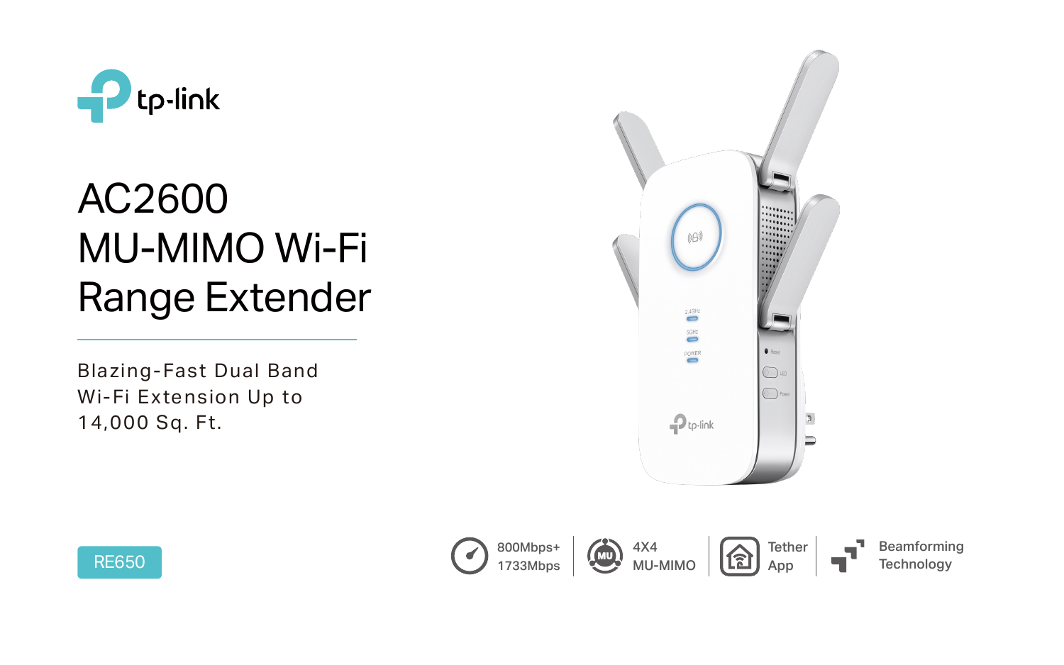tp-link

# AC2600 MU-MIMO Wi-Fi Range Extender

Blazing-Fast Dual Band Wi-Fi Extension Up to 14,000 Sq. Ft.

RE650

- 800Mbps+ 1733Mbps
- 4X4 MU-MIMO
- Tether App
- Beamforming Technology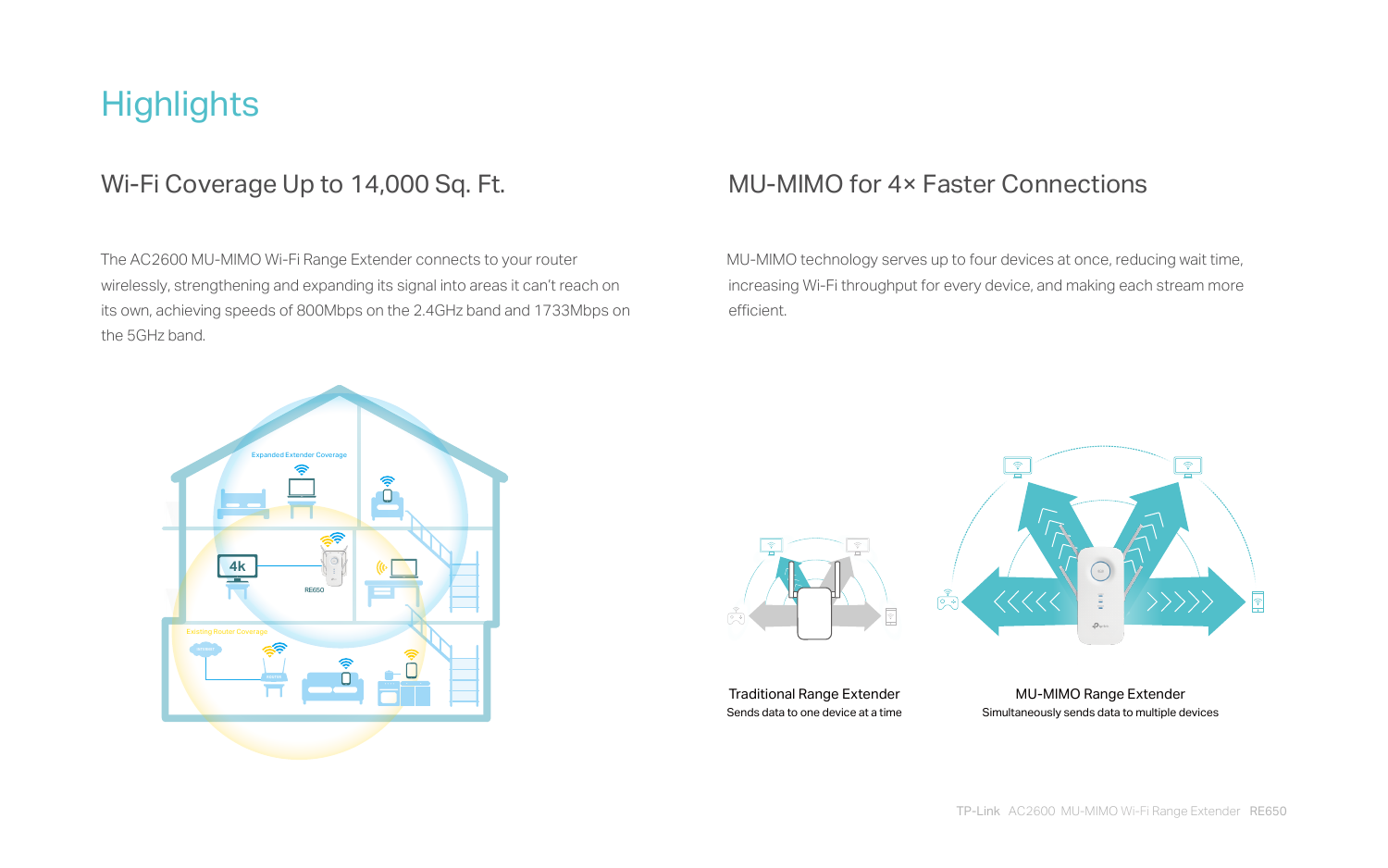# Highlights

## Wi-Fi Coverage Up to 14,000 Sq. Ft.

The AC2600 MU-MIMO Wi-Fi Range Extender connects to your router wirelessly, strengthening and expanding its signal into areas it can't reach on its own, achieving speeds of 800Mbps on the 2.4GHz band and 1733Mbps on the 5GHz band.

## MU-MIMO for 4× Faster Connections

MU-MIMO technology serves up to four devices at once, reducing wait time, increasing Wi-Fi throughput for every device, and making each stream more efficient.

**Traditional Range Extender**
Sends data to one device at a time

**MU-MIMO Range Extender**
Simultaneously sends data to multiple devices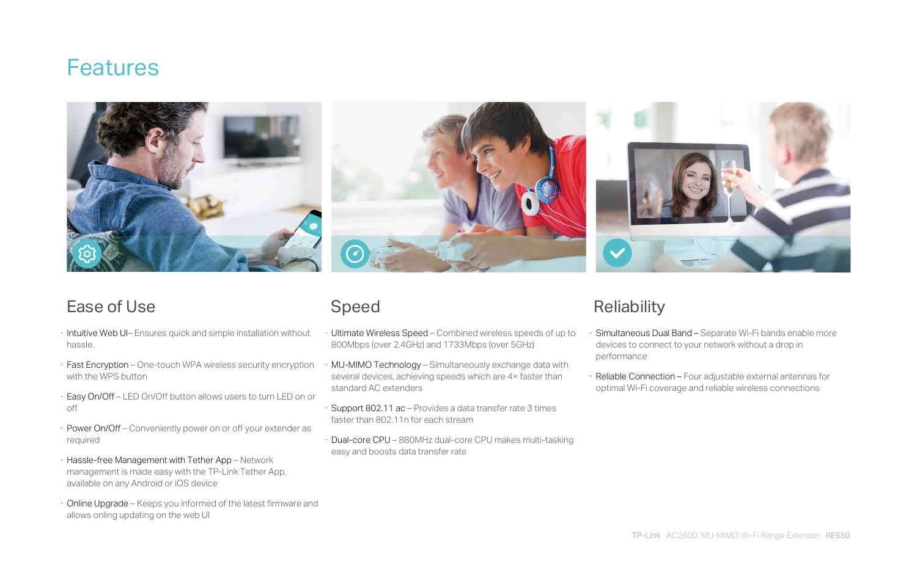# Features

## Ease of Use

- Intuitive Web UI– Ensures quick and simple installation without hassle.
- Fast Encryption – One-touch WPA wireless security encryption with the WPS button
- Easy On/Off – LED On/Off button allows users to turn LED on or off
- Power On/Off – Conveniently power on or off your extender as required
- Hassle-free Management with Tether App – Network management is made easy with the TP-Link Tether App, available on any Android or iOS device
- Online Upgrade – Keeps you informed of the latest firmware and allows onling updating on the web UI

## Speed

- Ultimate Wireless Speed – Combined wireless speeds of up to 800Mbps (over 2.4GHz) and 1733Mbps (over 5GHz)
- MU-MIMO Technology – Simultaneously exchange data with several devices, achieving speeds which are 4× faster than standard AC extenders
- Support 802.11 ac – Provides a data transfer rate 3 times faster than 802.11n for each stream
- Dual-core CPU – 880MHz dual-core CPU makes multi-tasking easy and boosts data transfer rate

## Reliability

- Simultaneous Dual Band – Separate Wi-Fi bands enable more devices to connect to your network without a drop in performance
- Reliable Connection – Four adjustable external antennas for optimal Wi-Fi coverage and reliable wireless connections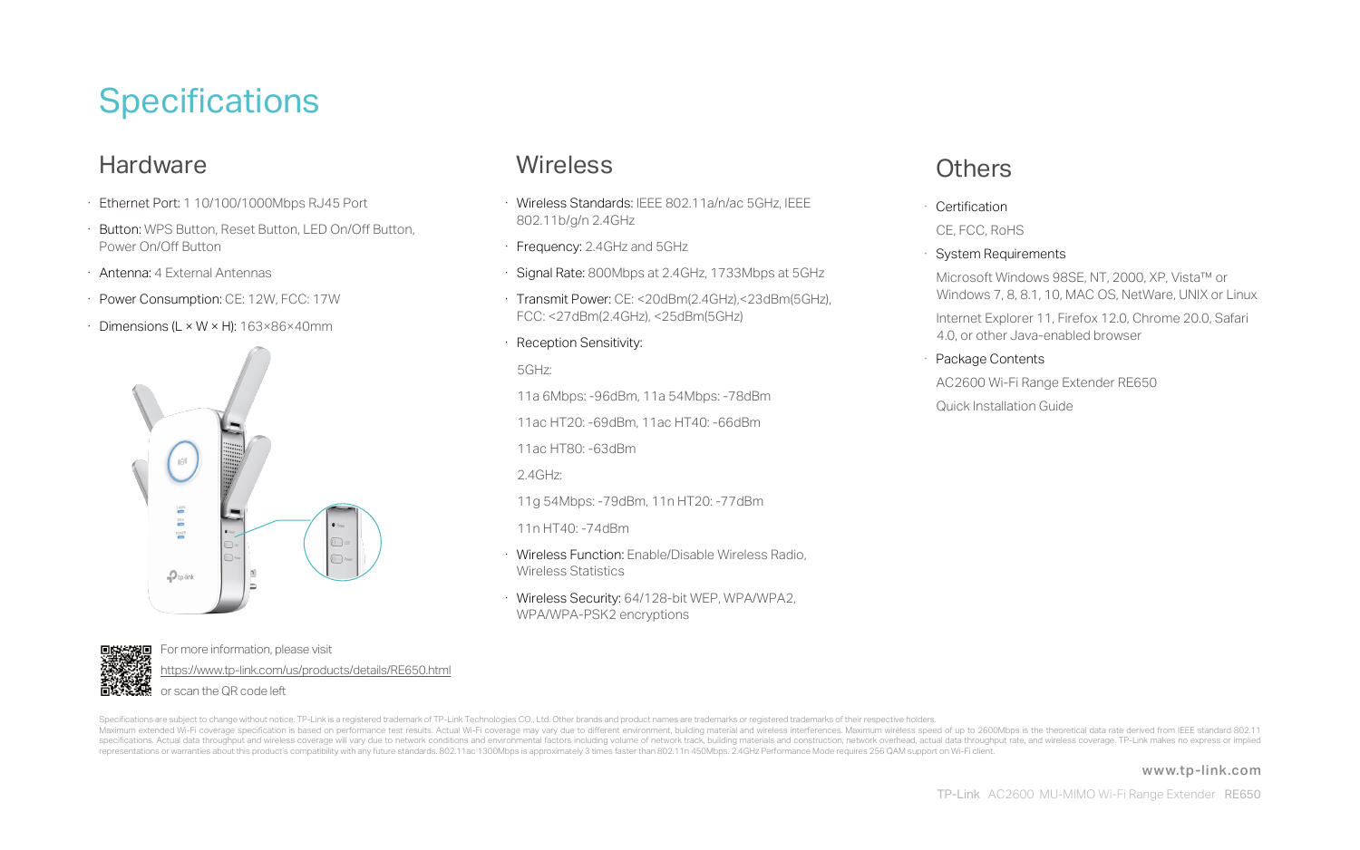# Specifications

## Hardware

- Ethernet Port: 1 10/100/1000Mbps RJ45 Port
- Button: WPS Button, Reset Button, LED On/Off Button, Power On/Off Button
- Antenna: 4 External Antennas
- Power Consumption: CE: 12W, FCC: 17W
- Dimensions (L × W × H): 163×86×40mm

For more information, please visit
https://www.tp-link.com/us/products/details/RE650.html
or scan the QR code left

## Wireless

- Wireless Standards: IEEE 802.11a/n/ac 5GHz, IEEE 802.11b/g/n 2.4GHz
- Frequency: 2.4GHz and 5GHz
- Signal Rate: 800Mbps at 2.4GHz, 1733Mbps at 5GHz
- Transmit Power: CE: <20dBm(2.4GHz),<23dBm(5GHz), FCC: <27dBm(2.4GHz), <25dBm(5GHz)
- Reception Sensitivity:

  5GHz:

  11a 6Mbps: -96dBm, 11a 54Mbps: -78dBm

  11ac HT20: -69dBm, 11ac HT40: -66dBm

  11ac HT80: -63dBm

  2.4GHz:

  11g 54Mbps: -79dBm, 11n HT20: -77dBm

  11n HT40: -74dBm
- Wireless Function: Enable/Disable Wireless Radio, Wireless Statistics
- Wireless Security: 64/128-bit WEP, WPA/WPA2, WPA/WPA-PSK2 encryptions

## Others

- Certification

  CE, FCC, RoHS
- System Requirements

  Microsoft Windows 98SE, NT, 2000, XP, Vista™ or Windows 7, 8, 8.1, 10, MAC OS, NetWare, UNIX or Linux

  Internet Explorer 11, Firefox 12.0, Chrome 20.0, Safari 4.0, or other Java-enabled browser
- Package Contents

  AC2600 Wi-Fi Range Extender RE650

  Quick Installation Guide

Specifications are subject to change without notice. TP-Link is a registered trademark of TP-Link Technologies CO., Ltd. Other brands and product names are trademarks or registered trademarks of their respective holders.
Maximum extended Wi-Fi coverage specification is based on performance test results. Actual Wi-Fi coverage may vary due to different environment, building material and wireless interferences. Maximum wireless speed of up to 2600Mbps is the theoretical data rate derived from IEEE standard 802.11 specifications. Actual data throughput and wireless coverage will vary due to network conditions and environmental factors including volume of network track, building materials and construction, network overhead, actual data throughput rate, and wireless coverage. TP-Link makes no express or implied representations or warranties about this product's compatibility with any future standards. 802.11ac 1300Mbps is approximately 3 times faster than 802.11n 450Mbps. 2.4GHz Performance Mode requires 256 QAM support on Wi-Fi client.

www.tp-link.com

TP-Link AC2600 MU-MIMO Wi-Fi Range Extender RE650